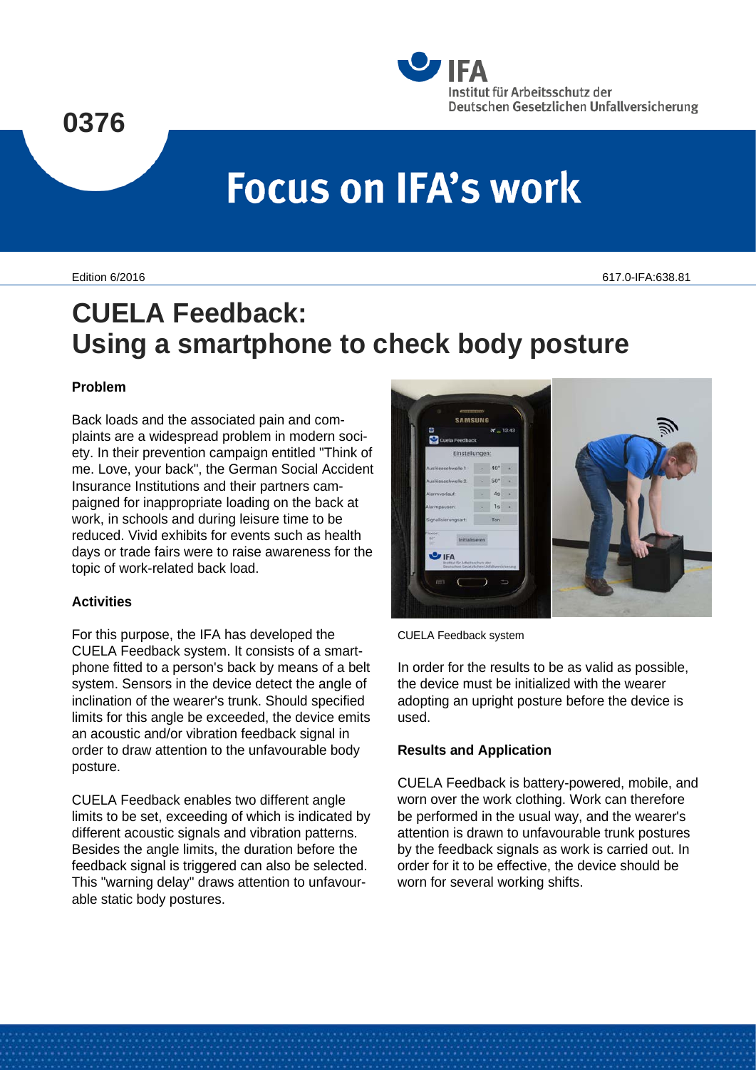0376

# Focus on IFA's work

Edition 6/2016

617.0-IFA:638.81

# CUELA Feedback: Using a smartphone to check body posture

### Problem

Back loads and the associated pain and complaints are a widespread problem in modern society. In their prevention campaign entitled "Think of me. Love, your back", the German Social Accident Insurance Institutions and their partners campaigned for inappropriate loading on the back at work, in schools and during leisure time to be reduced. Vivid exhibits for events such as health days or trade fairs were to raise awareness for the topic of work-related back load.

### Activities

For this purpose, the IFA has developed the CUELA Feedback system. It consists of a smartphone fitted to a person's back by means of a belt system. Sensors in the device detect the angle of inclination of the wearer's trunk. Should specified limits for this angle be exceeded, the device emits an acoustic and/or vibration feedback signal in order to draw attention to the unfavourable body posture.

CUELA Feedback enables two different angle limits to be set, exceeding of which is indicated by different acoustic signals and vibration patterns. Besides the angle limits, the duration before the feedback signal is triggered can also be selected. This "warning delay" draws attention to unfavourable static body postures.

CUELA Feedback system

In order for the results to be as valid as possible, the device must be initialized with the wearer adopting an upright posture before the device is used.

### Results and Application

CUELA Feedback is battery-powered, mobile, and worn over the work clothing. Work can therefore be performed in the usual way, and the wearer's attention is drawn to unfavourable trunk postures by the feedback signals as work is carried out. In order for it to be effective, the device should be worn for several working shifts.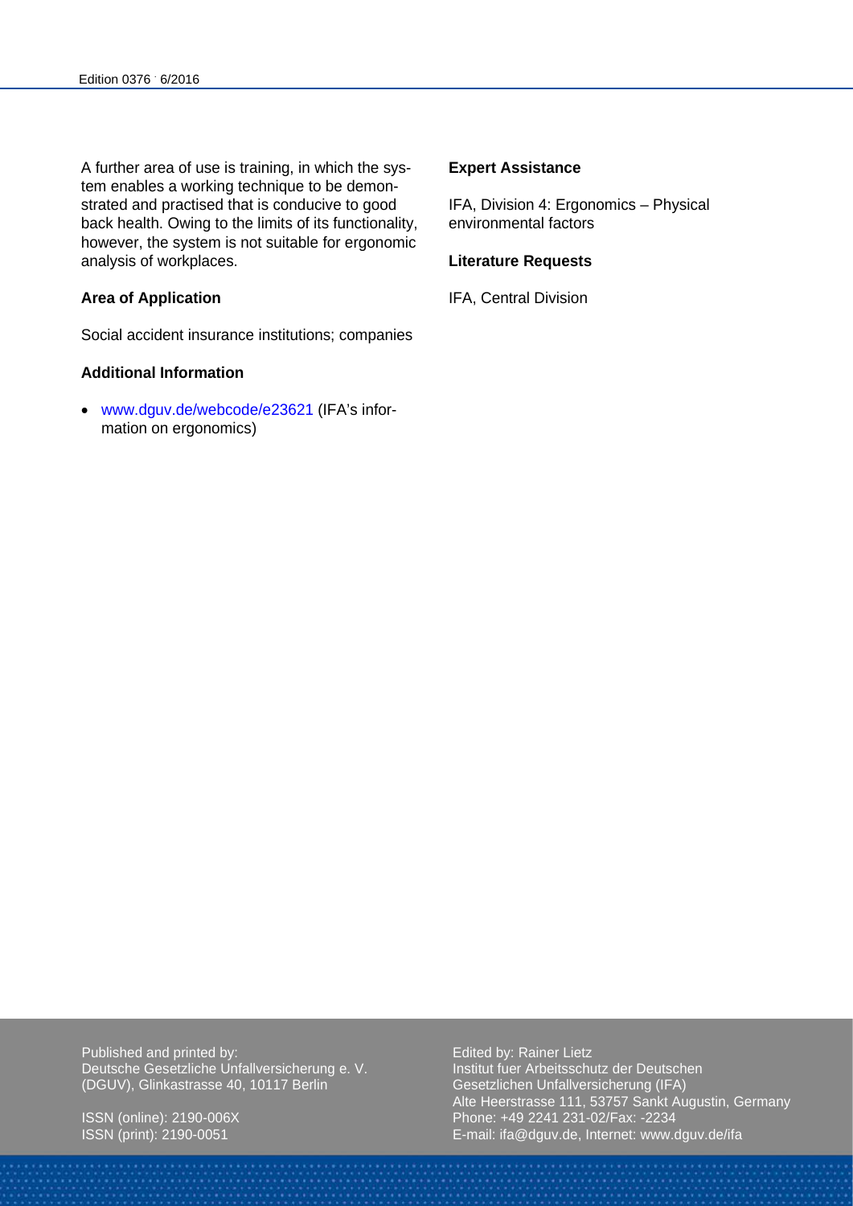A further area of use is training, in which the system enables a working technique to be demonstrated and practised that is conducive to good back health. Owing to the limits of its functionality, however, the system is not suitable for ergonomic analysis of workplaces.

**Area of Application**

Social accident insurance institutions; companies

**Additional Information**

- www.dguv.de/webcode/e23621 (IFA's information on ergonomics)

**Expert Assistance**

IFA, Division 4: Ergonomics – Physical environmental factors

**Literature Requests**

IFA, Central Division

Published and printed by:
Deutsche Gesetzliche Unfallversicherung e. V. (DGUV), Glinkastrasse 40, 10117 Berlin

ISSN (online): 2190-006X
ISSN (print): 2190-0051

Edited by: Rainer Lietz
Institut fuer Arbeitsschutz der Deutschen Gesetzlichen Unfallversicherung (IFA)
Alte Heerstrasse 111, 53757 Sankt Augustin, Germany
Phone: +49 2241 231-02/Fax: -2234
E-mail: ifa@dguv.de, Internet: www.dguv.de/ifa